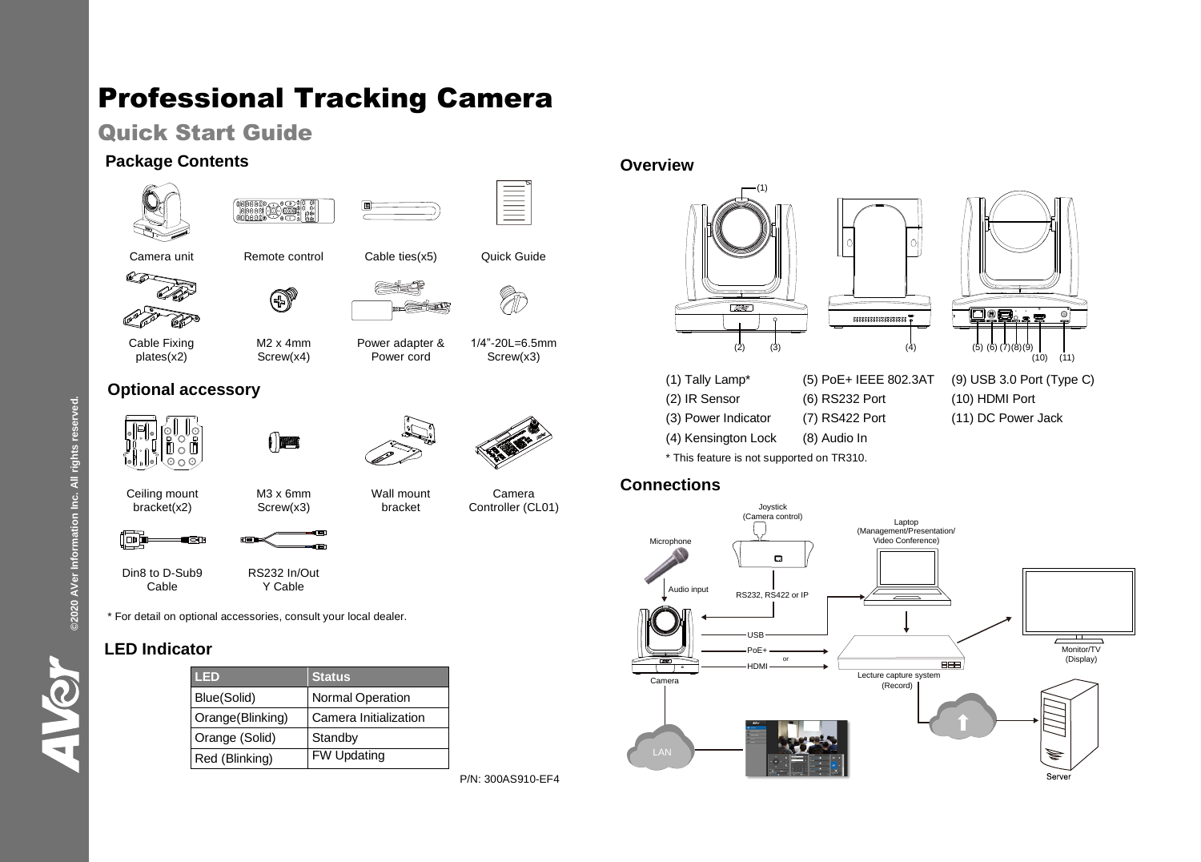# Professional Tracking Camera

## Quick Start Guide

### Package Contents

Camera unit

Remote control

Cable ties(x5)

Quick Guide

Cable Fixing plates(x2)

M2 x 4mm Screw(x4)

Power adapter & Power cord

1/4"-20L=6.5mm Screw(x3)

### Optional accessory

Ceiling mount bracket(x2)

M3 x 6mm Screw(x3)

Wall mount bracket

Camera Controller (CL01)

Din8 to D-Sub9 Cable

RS232 In/Out Y Cable

* For detail on optional accessories, consult your local dealer.

### LED Indicator

| LED | Status |
|---|---|
| Blue(Solid) | Normal Operation |
| Orange(Blinking) | Camera Initialization |
| Orange (Solid) | Standby |
| Red (Blinking) | FW Updating |

P/N: 300AS910-EF4

### Overview

(1) Tally Lamp*
(2) IR Sensor
(3) Power Indicator
(4) Kensington Lock
(5) PoE+ IEEE 802.3AT
(6) RS232 Port
(7) RS422 Port
(8) Audio In
(9) USB 3.0 Port (Type C)
(10) HDMI Port
(11) DC Power Jack

* This feature is not supported on TR310.

### Connections

Joystick (Camera control)

Microphone

Audio input

RS232, RS422 or IP

Laptop (Management/Presentation/ Video Conference)

USB

PoE+

or

HDMI

Camera

Lecture capture system (Record)

Monitor/TV (Display)

LAN

Server

©2020 AVer Information Inc. All rights reserved.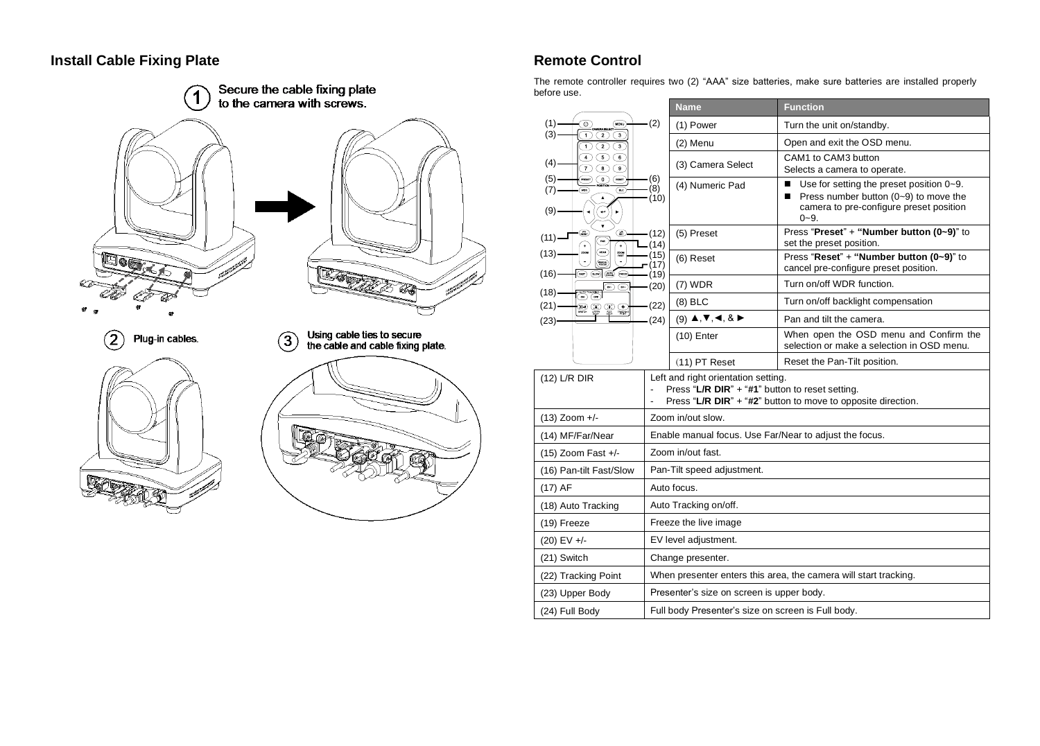## Install Cable Fixing Plate

1. Secure the cable fixing plate to the camera with screws.

2. Plug-in cables.

3. Using cable ties to secure the cable and cable fixing plate.

## Remote Control

The remote controller requires two (2) "AAA" size batteries, make sure batteries are installed properly before use.

| Name | Function |
|---|---|
| (1) Power | Turn the unit on/standby. |
| (2) Menu | Open and exit the OSD menu. |
| (3) Camera Select | CAM1 to CAM3 button<br>Selects a camera to operate. |
| (4) Numeric Pad | ■ Use for setting the preset position 0~9.<br>■ Press number button (0~9) to move the camera to pre-configure preset position 0~9. |
| (5) Preset | Press "**Preset**" + **"Number button (0~9)"** to set the preset position. |
| (6) Reset | Press "**Reset**" + **"Number button (0~9)"** to cancel pre-configure preset position. |
| (7) WDR | Turn on/off WDR function. |
| (8) BLC | Turn on/off backlight compensation |
| (9) ▲, ▼, ◄, & ► | Pan and tilt the camera. |
| (10) Enter | When open the OSD menu and Confirm the selection or make a selection in OSD menu. |
| (11) PT Reset | Reset the Pan-Tilt position. |
| (12) L/R DIR | Left and right orientation setting.<br>- Press "**L/R DIR**" + "**#1**" button to reset setting.<br>- Press "**L/R DIR**" + "**#2**" button to move to opposite direction. |
| (13) Zoom +/- | Zoom in/out slow. |
| (14) MF/Far/Near | Enable manual focus. Use Far/Near to adjust the focus. |
| (15) Zoom Fast +/- | Zoom in/out fast. |
| (16) Pan-tilt Fast/Slow | Pan-Tilt speed adjustment. |
| (17) AF | Auto focus. |
| (18) Auto Tracking | Auto Tracking on/off. |
| (19) Freeze | Freeze the live image |
| (20) EV +/- | EV level adjustment. |
| (21) Switch | Change presenter. |
| (22) Tracking Point | When presenter enters this area, the camera will start tracking. |
| (23) Upper Body | Presenter's size on screen is upper body. |
| (24) Full Body | Full body Presenter's size on screen is Full body. |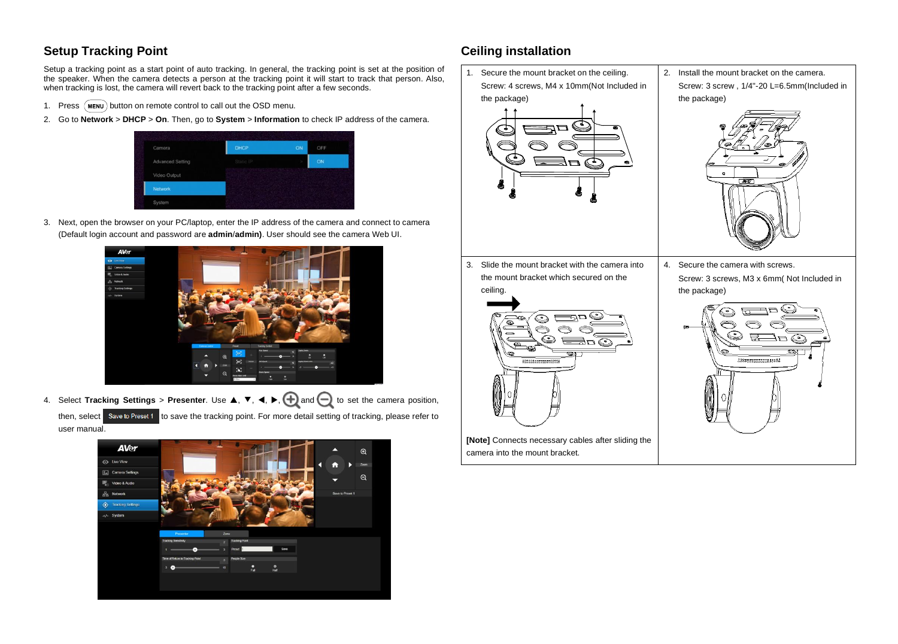## Setup Tracking Point

Setup a tracking point as a start point of auto tracking. In general, the tracking point is set at the position of the speaker. When the camera detects a person at the tracking point it will start to track that person. Also, when tracking is lost, the camera will revert back to the tracking point after a few seconds.

1. Press MENU button on remote control to call out the OSD menu.
2. Go to **Network** > **DHCP** > **On**. Then, go to **System** > **Information** to check IP address of the camera.
3. Next, open the browser on your PC/laptop, enter the IP address of the camera and connect to camera (Default login account and password are **admin**/**admin)**. User should see the camera Web UI.
4. Select **Tracking Settings** > **Presenter**. Use ▲, ▼, ◄, ►, ⊕ and ⊖ to set the camera position, then, select Save to Preset 1 to save the tracking point. For more detail setting of tracking, please refer to user manual.

## Ceiling installation

| 1. Secure the mount bracket on the ceiling. Screw: 4 screws, M4 x 10mm(Not Included in the package) | 2. Install the mount bracket on the camera. Screw: 3 screw , 1/4"-20 L=6.5mm(Included in the package) |
|---|---|
| 3. Slide the mount bracket with the camera into the mount bracket which secured on the ceiling. **[Note]** Connects necessary cables after sliding the camera into the mount bracket. | 4. Secure the camera with screws. Screw: 3 screws, M3 x 6mm( Not Included in the package) |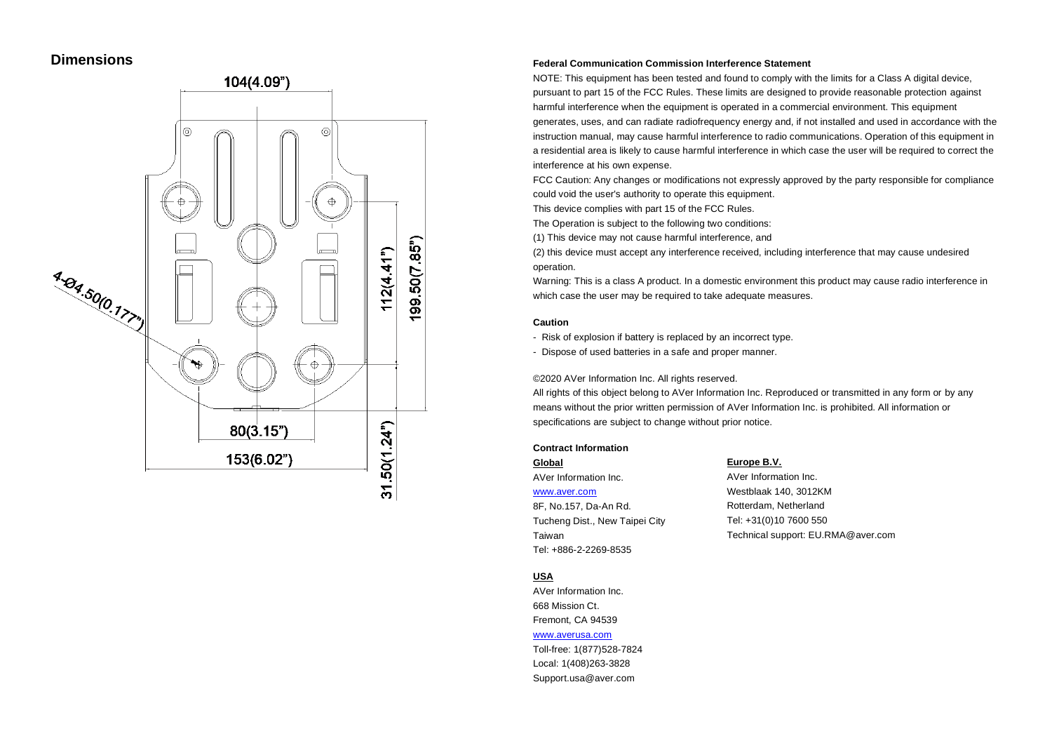## Dimensions

104(4.09")

4-Ø4.50(0.177")

112(4.41")

199.50(7.85")

80(3.15")

153(6.02")

31.50(1.24")

**Federal Communication Commission Interference Statement**

NOTE: This equipment has been tested and found to comply with the limits for a Class A digital device, pursuant to part 15 of the FCC Rules. These limits are designed to provide reasonable protection against harmful interference when the equipment is operated in a commercial environment. This equipment generates, uses, and can radiate radiofrequency energy and, if not installed and used in accordance with the instruction manual, may cause harmful interference to radio communications. Operation of this equipment in a residential area is likely to cause harmful interference in which case the user will be required to correct the interference at his own expense.

FCC Caution: Any changes or modifications not expressly approved by the party responsible for compliance could void the user's authority to operate this equipment.

This device complies with part 15 of the FCC Rules.

The Operation is subject to the following two conditions:

(1) This device may not cause harmful interference, and

(2) this device must accept any interference received, including interference that may cause undesired operation.

Warning: This is a class A product. In a domestic environment this product may cause radio interference in which case the user may be required to take adequate measures.

**Caution**

- Risk of explosion if battery is replaced by an incorrect type.
- Dispose of used batteries in a safe and proper manner.

©2020 AVer Information Inc. All rights reserved.

All rights of this object belong to AVer Information Inc. Reproduced or transmitted in any form or by any means without the prior written permission of AVer Information Inc. is prohibited. All information or specifications are subject to change without prior notice.

**Contract Information**

**Global**

AVer Information Inc.
www.aver.com
8F, No.157, Da-An Rd.
Tucheng Dist., New Taipei City
Taiwan
Tel: +886-2-2269-8535

**Europe B.V.**

AVer Information Inc.
Westblaak 140, 3012KM
Rotterdam, Netherland
Tel: +31(0)10 7600 550
Technical support: EU.RMA@aver.com

**USA**

AVer Information Inc.
668 Mission Ct.
Fremont, CA 94539
www.averusa.com
Toll-free: 1(877)528-7824
Local: 1(408)263-3828
Support.usa@aver.com